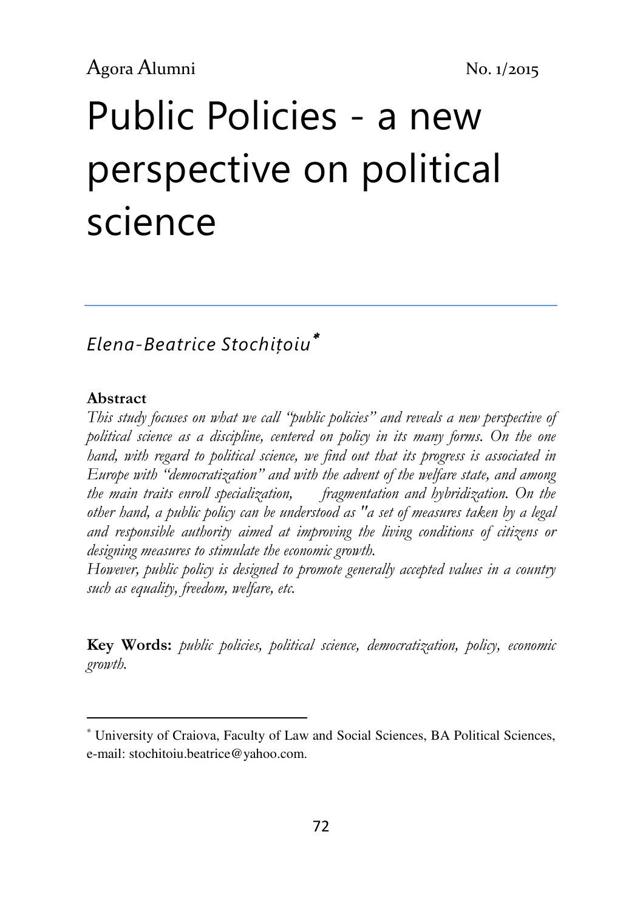# Public Policies - a new perspective on political science

*Elena-Beatrice Stochițoiu*[*]

**Abstract**

*This study focuses on what we call "public policies" and reveals a new perspective of political science as a discipline, centered on policy in its many forms. On the one hand, with regard to political science, we find out that its progress is associated in Europe with "democratization" and with the advent of the welfare state, and among the main traits enroll specialization, fragmentation and hybridization. On the other hand, a public policy can be understood as "a set of measures taken by a legal and responsible authority aimed at improving the living conditions of citizens or designing measures to stimulate the economic growth.*

*However, public policy is designed to promote generally accepted values in a country such as equality, freedom, welfare, etc.*

**Key Words:** *public policies, political science, democratization, policy, economic growth.*

---

[*] University of Craiova, Faculty of Law and Social Sciences, BA Political Sciences, e-mail: stochitoiu.beatrice@yahoo.com.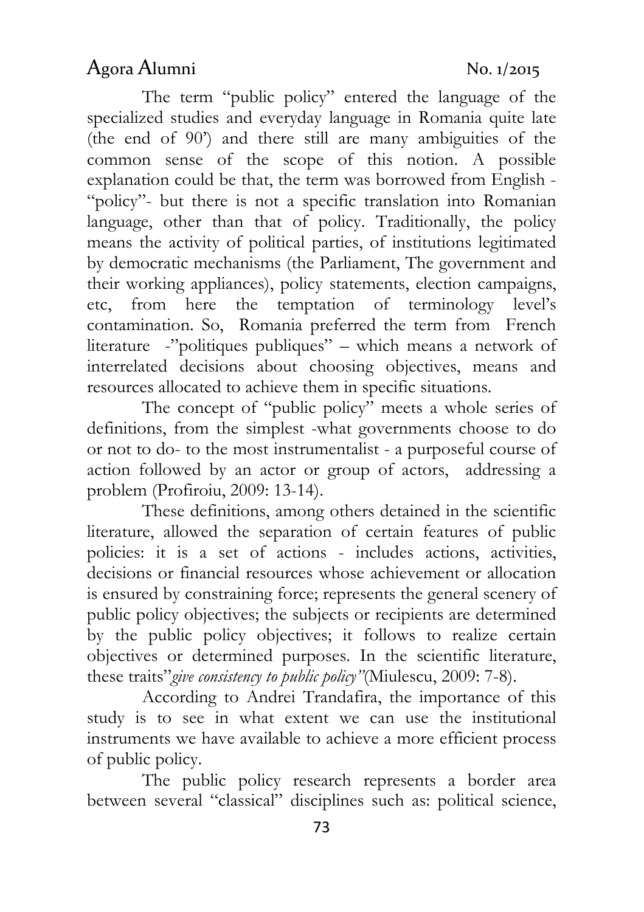The term "public policy" entered the language of the specialized studies and everyday language in Romania quite late (the end of 90') and there still are many ambiguities of the common sense of the scope of this notion. A possible explanation could be that, the term was borrowed from English - "policy"- but there is not a specific translation into Romanian language, other than that of policy. Traditionally, the policy means the activity of political parties, of institutions legitimated by democratic mechanisms (the Parliament, The government and their working appliances), policy statements, election campaigns, etc, from here the temptation of terminology level's contamination. So, Romania preferred the term from French literature -"politiques publiques" – which means a network of interrelated decisions about choosing objectives, means and resources allocated to achieve them in specific situations.

The concept of "public policy" meets a whole series of definitions, from the simplest -what governments choose to do or not to do- to the most instrumentalist - a purposeful course of action followed by an actor or group of actors, addressing a problem (Profiroiu, 2009: 13-14).

These definitions, among others detained in the scientific literature, allowed the separation of certain features of public policies: it is a set of actions - includes actions, activities, decisions or financial resources whose achievement or allocation is ensured by constraining force; represents the general scenery of public policy objectives; the subjects or recipients are determined by the public policy objectives; it follows to realize certain objectives or determined purposes. In the scientific literature, these traits"*give consistency to public policy"*(Miulescu, 2009: 7-8).

According to Andrei Trandafira, the importance of this study is to see in what extent we can use the institutional instruments we have available to achieve a more efficient process of public policy.

The public policy research represents a border area between several "classical" disciplines such as: political science,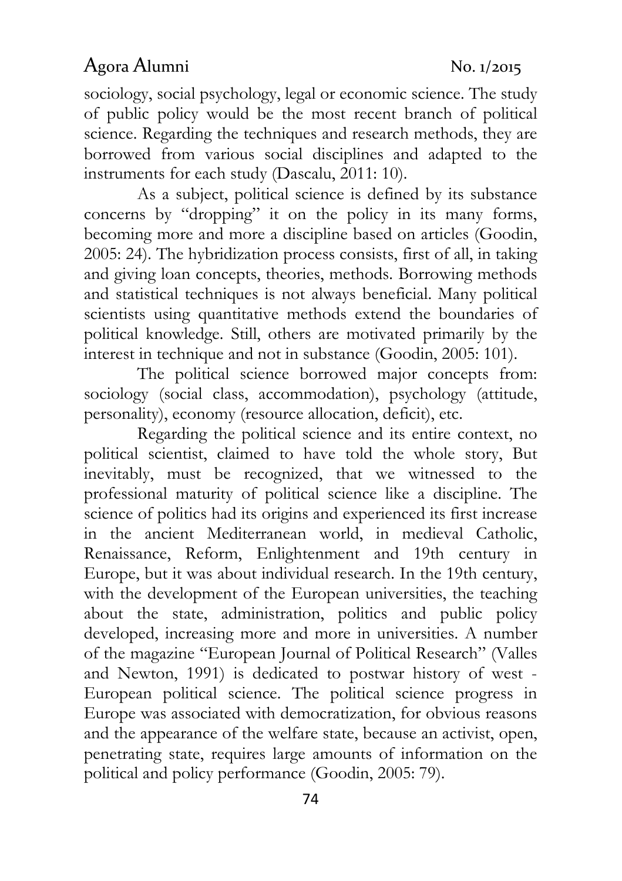sociology, social psychology, legal or economic science. The study of public policy would be the most recent branch of political science. Regarding the techniques and research methods, they are borrowed from various social disciplines and adapted to the instruments for each study (Dascalu, 2011: 10).

As a subject, political science is defined by its substance concerns by "dropping" it on the policy in its many forms, becoming more and more a discipline based on articles (Goodin, 2005: 24). The hybridization process consists, first of all, in taking and giving loan concepts, theories, methods. Borrowing methods and statistical techniques is not always beneficial. Many political scientists using quantitative methods extend the boundaries of political knowledge. Still, others are motivated primarily by the interest in technique and not in substance (Goodin, 2005: 101).

The political science borrowed major concepts from: sociology (social class, accommodation), psychology (attitude, personality), economy (resource allocation, deficit), etc.

Regarding the political science and its entire context, no political scientist, claimed to have told the whole story, But inevitably, must be recognized, that we witnessed to the professional maturity of political science like a discipline. The science of politics had its origins and experienced its first increase in the ancient Mediterranean world, in medieval Catholic, Renaissance, Reform, Enlightenment and 19th century in Europe, but it was about individual research. In the 19th century, with the development of the European universities, the teaching about the state, administration, politics and public policy developed, increasing more and more in universities. A number of the magazine "European Journal of Political Research" (Valles and Newton, 1991) is dedicated to postwar history of west - European political science. The political science progress in Europe was associated with democratization, for obvious reasons and the appearance of the welfare state, because an activist, open, penetrating state, requires large amounts of information on the political and policy performance (Goodin, 2005: 79).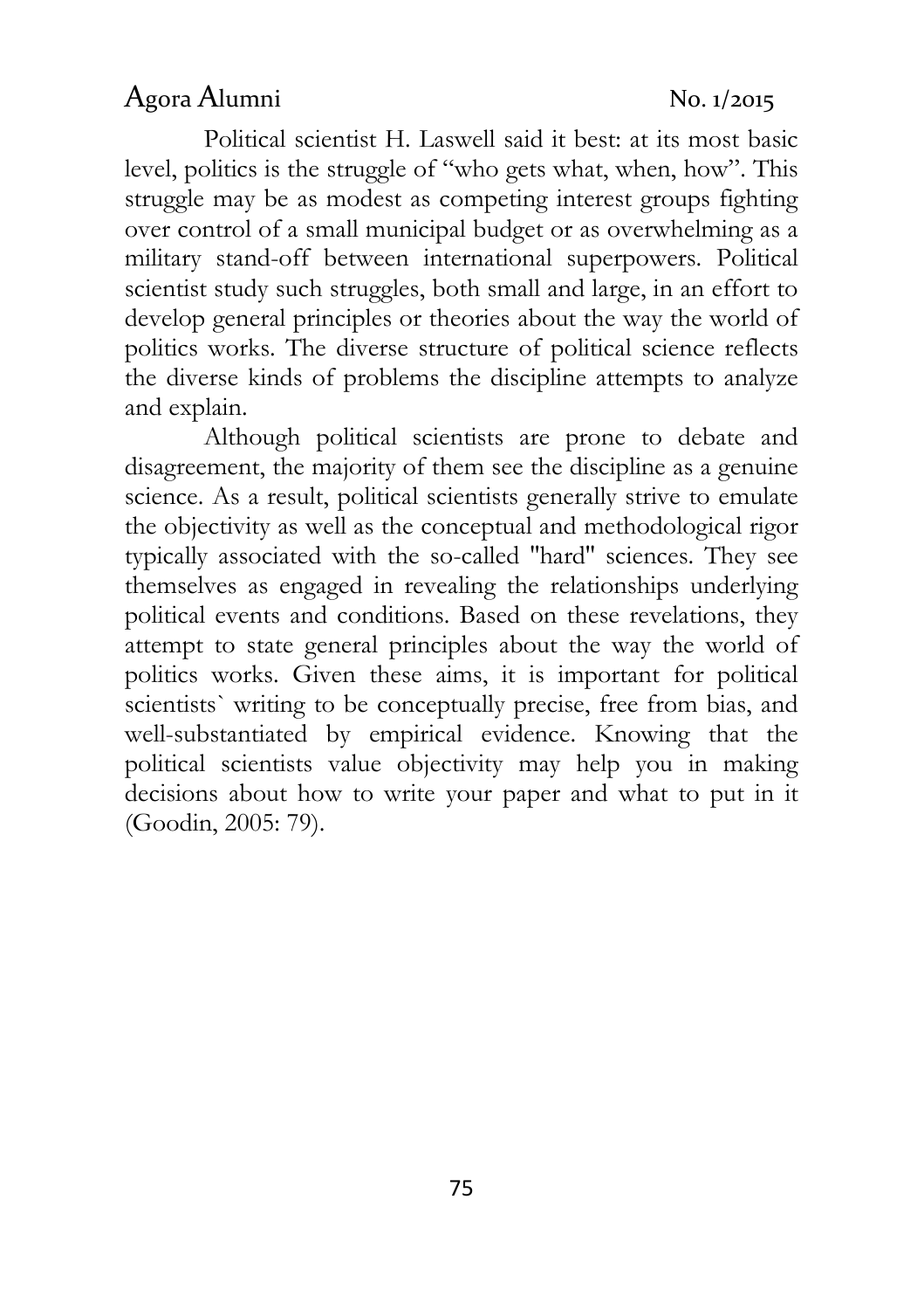Political scientist H. Laswell said it best: at its most basic level, politics is the struggle of "who gets what, when, how". This struggle may be as modest as competing interest groups fighting over control of a small municipal budget or as overwhelming as a military stand-off between international superpowers. Political scientist study such struggles, both small and large, in an effort to develop general principles or theories about the way the world of politics works. The diverse structure of political science reflects the diverse kinds of problems the discipline attempts to analyze and explain.

Although political scientists are prone to debate and disagreement, the majority of them see the discipline as a genuine science. As a result, political scientists generally strive to emulate the objectivity as well as the conceptual and methodological rigor typically associated with the so-called "hard" sciences. They see themselves as engaged in revealing the relationships underlying political events and conditions. Based on these revelations, they attempt to state general principles about the way the world of politics works. Given these aims, it is important for political scientists` writing to be conceptually precise, free from bias, and well-substantiated by empirical evidence. Knowing that the political scientists value objectivity may help you in making decisions about how to write your paper and what to put in it (Goodin, 2005: 79).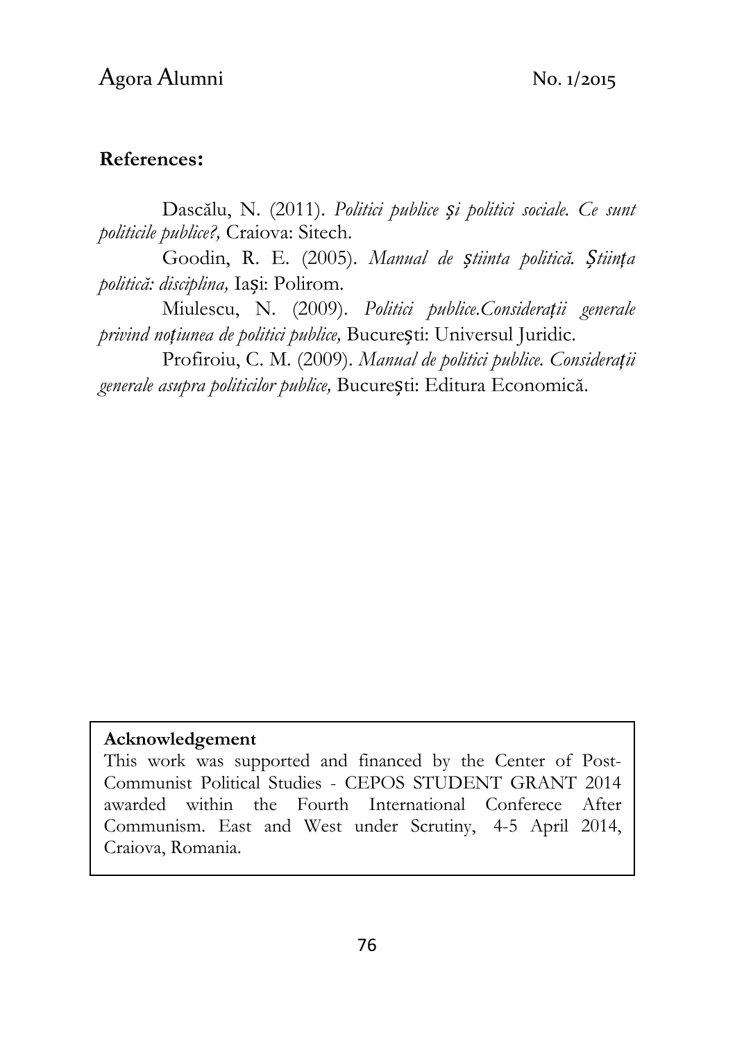**References:**

Dascălu, N. (2011). *Politici publice și politici sociale. Ce sunt politicile publice?,* Craiova: Sitech.

Goodin, R. E. (2005). *Manual de știinta politică. Știința politică: disciplina,* Iași: Polirom.

Miulescu, N. (2009). *Politici publice.Considerații generale privind noțiunea de politici publice,* București: Universul Juridic.

Profiroiu, C. M. (2009). *Manual de politici publice. Considerații generale asupra politicilor publice,* București: Editura Economică.

**Acknowledgement**

This work was supported and financed by the Center of Post-Communist Political Studies - CEPOS STUDENT GRANT 2014 awarded within the Fourth International Conferece After Communism. East and West under Scrutiny, 4-5 April 2014, Craiova, Romania.